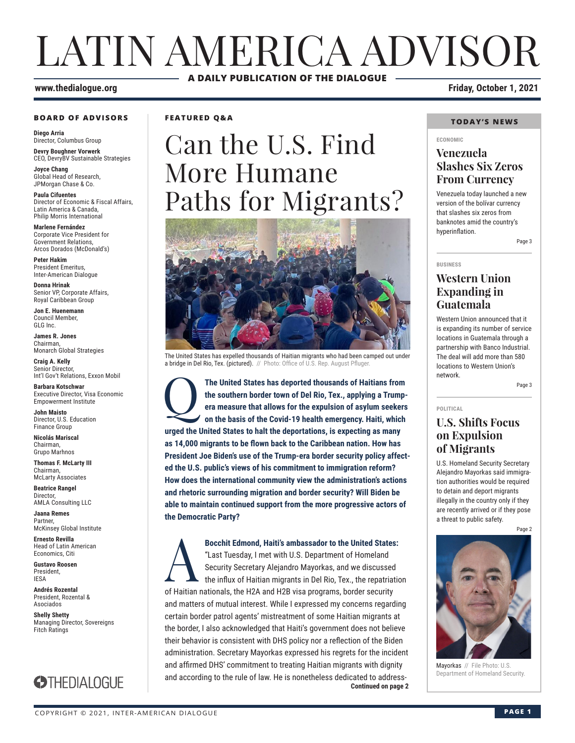# LATIN AMERICA ADVISOR

**A DAILY PUBLICATION OF THE DIALOGUE**

**www.thedialogue.org** **Friday, October 1, 2021**

### BOARD OF ADVISORS

**Diego Arria**
Director, Columbus Group

**Devry Boughner Vorwerk**
CEO, DevryBV Sustainable Strategies

**Joyce Chang**
Global Head of Research, JPMorgan Chase & Co.

**Paula Cifuentes**
Director of Economic & Fiscal Affairs, Latin America & Canada, Philip Morris International

**Marlene Fernández**
Corporate Vice President for Government Relations, Arcos Dorados (McDonald's)

**Peter Hakim**
President Emeritus, Inter-American Dialogue

**Donna Hrinak**
Senior VP, Corporate Affairs, Royal Caribbean Group

**Jon E. Huenemann**
Council Member, GLG Inc.

**James R. Jones**
Chairman, Monarch Global Strategies

**Craig A. Kelly**
Senior Director, Int'l Gov't Relations, Exxon Mobil

**Barbara Kotschwar**
Executive Director, Visa Economic Empowerment Institute

**John Maisto**
Director, U.S. Education Finance Group

**Nicolás Mariscal**
Chairman, Grupo Marhnos

**Thomas F. McLarty III**
Chairman, McLarty Associates

**Beatrice Rangel**
Director, AMLA Consulting LLC

**Jaana Remes**
Partner, McKinsey Global Institute

**Ernesto Revilla**
Head of Latin American Economics, Citi

**Gustavo Roosen**
President, IESA

**Andrés Rozental**
President, Rozental & Asociados

**Shelly Shetty**
Managing Director, Sovereigns Fitch Ratings

THEDIALOGUE

**FEATURED Q&A**

# Can the U.S. Find More Humane Paths for Migrants?

The United States has expelled thousands of Haitian migrants who had been camped out under a bridge in Del Rio, Tex. (pictured). // Photo: Office of U.S. Rep. August Pfluger.

**Q: The United States has deported thousands of Haitians from the southern border town of Del Rio, Tex., applying a Trump-era measure that allows for the expulsion of asylum seekers on the basis of the Covid-19 health emergency. Haiti, which urged the United States to halt the deportations, is expecting as many as 14,000 migrants to be flown back to the Caribbean nation. How has President Joe Biden's use of the Trump-era border security policy affected the U.S. public's views of his commitment to immigration reform? How does the international community view the administration's actions and rhetoric surrounding migration and border security? Will Biden be able to maintain continued support from the more progressive actors of the Democratic Party?**

**A: Bocchit Edmond, Haiti's ambassador to the United States:** "Last Tuesday, I met with U.S. Department of Homeland Security Secretary Alejandro Mayorkas, and we discussed the influx of Haitian migrants in Del Rio, Tex., the repatriation of Haitian nationals, the H2A and H2B visa programs, border security and matters of mutual interest. While I expressed my concerns regarding certain border patrol agents' mistreatment of some Haitian migrants at the border, I also acknowledged that Haiti's government does not believe their behavior is consistent with DHS policy nor a reflection of the Biden administration. Secretary Mayorkas expressed his regrets for the incident and affirmed DHS' commitment to treating Haitian migrants with dignity and according to the rule of law. He is nonetheless dedicated to address-

**Continued on page 2**

### TODAY'S NEWS

**ECONOMIC**

## Venezuela Slashes Six Zeros From Currency

Venezuela today launched a new version of the bolívar currency that slashes six zeros from banknotes amid the country's hyperinflation.

Page 3

**BUSINESS**

## Western Union Expanding in Guatemala

Western Union announced that it is expanding its number of service locations in Guatemala through a partnership with Banco Industrial. The deal will add more than 580 locations to Western Union's network.

Page 3

**POLITICAL**

## U.S. Shifts Focus on Expulsion of Migrants

U.S. Homeland Security Secretary Alejandro Mayorkas said immigration authorities would be required to detain and deport migrants illegally in the country only if they are recently arrived or if they pose a threat to public safety.

Page 2

Mayorkas // File Photo: U.S. Department of Homeland Security.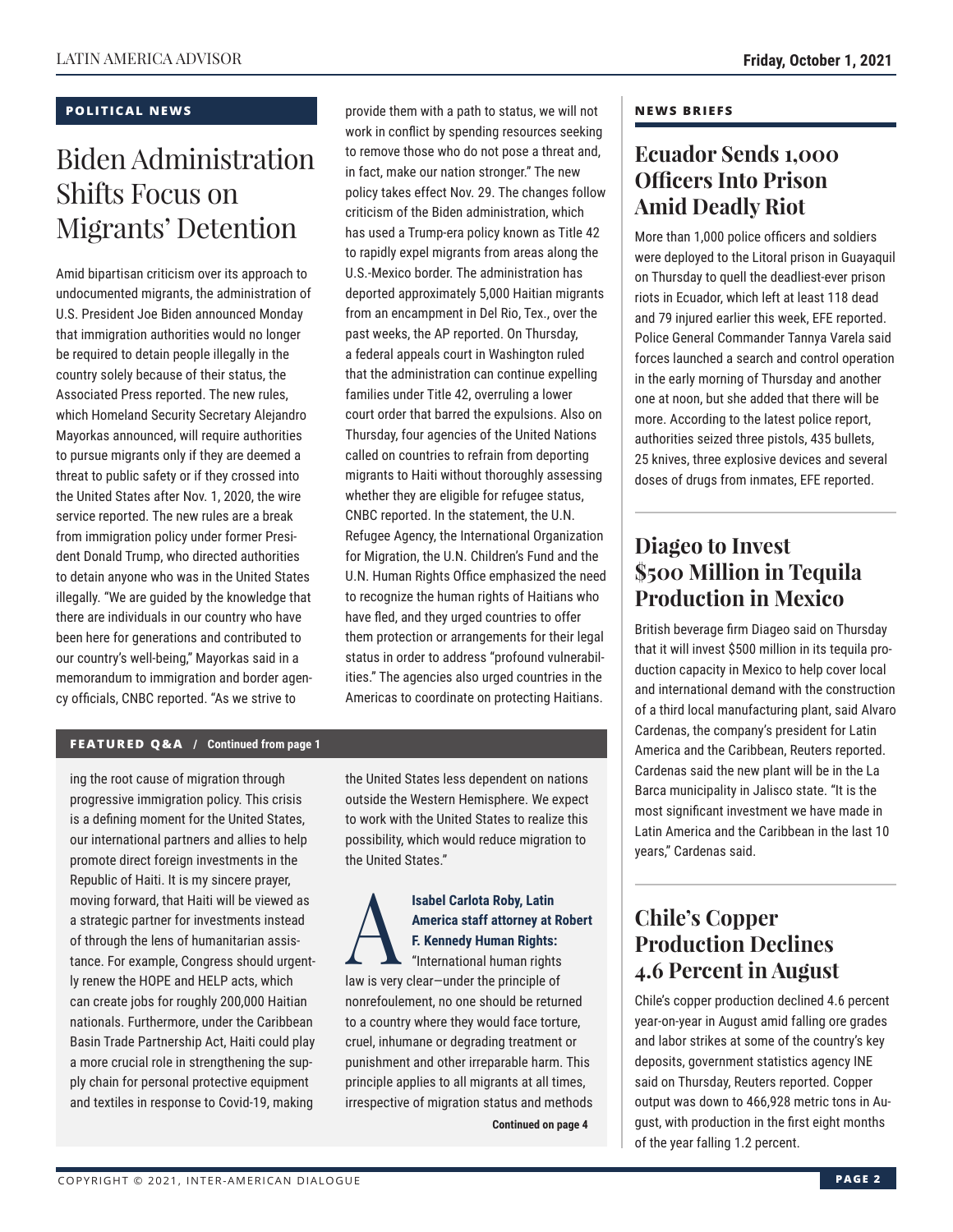## POLITICAL NEWS

# Biden Administration Shifts Focus on Migrants' Detention

Amid bipartisan criticism over its approach to undocumented migrants, the administration of U.S. President Joe Biden announced Monday that immigration authorities would no longer be required to detain people illegally in the country solely because of their status, the Associated Press reported. The new rules, which Homeland Security Secretary Alejandro Mayorkas announced, will require authorities to pursue migrants only if they are deemed a threat to public safety or if they crossed into the United States after Nov. 1, 2020, the wire service reported. The new rules are a break from immigration policy under former President Donald Trump, who directed authorities to detain anyone who was in the United States illegally. "We are guided by the knowledge that there are individuals in our country who have been here for generations and contributed to our country's well-being," Mayorkas said in a memorandum to immigration and border agency officials, CNBC reported. "As we strive to provide them with a path to status, we will not work in conflict by spending resources seeking to remove those who do not pose a threat and, in fact, make our nation stronger." The new policy takes effect Nov. 29. The changes follow criticism of the Biden administration, which has used a Trump-era policy known as Title 42 to rapidly expel migrants from areas along the U.S.-Mexico border. The administration has deported approximately 5,000 Haitian migrants from an encampment in Del Rio, Tex., over the past weeks, the AP reported. On Thursday, a federal appeals court in Washington ruled that the administration can continue expelling families under Title 42, overruling a lower court order that barred the expulsions. Also on Thursday, four agencies of the United Nations called on countries to refrain from deporting migrants to Haiti without thoroughly assessing whether they are eligible for refugee status, CNBC reported. In the statement, the U.N. Refugee Agency, the International Organization for Migration, the U.N. Children's Fund and the U.N. Human Rights Office emphasized the need to recognize the human rights of Haitians who have fled, and they urged countries to offer them protection or arrangements for their legal status in order to address "profound vulnerabilities." The agencies also urged countries in the Americas to coordinate on protecting Haitians.

## FEATURED Q&A / Continued from page 1

ing the root cause of migration through progressive immigration policy. This crisis is a defining moment for the United States, our international partners and allies to help promote direct foreign investments in the Republic of Haiti. It is my sincere prayer, moving forward, that Haiti will be viewed as a strategic partner for investments instead of through the lens of humanitarian assistance. For example, Congress should urgently renew the HOPE and HELP acts, which can create jobs for roughly 200,000 Haitian nationals. Furthermore, under the Caribbean Basin Trade Partnership Act, Haiti could play a more crucial role in strengthening the supply chain for personal protective equipment and textiles in response to Covid-19, making the United States less dependent on nations outside the Western Hemisphere. We expect to work with the United States to realize this possibility, which would reduce migration to the United States."

**A** **Isabel Carlota Roby, Latin America staff attorney at Robert F. Kennedy Human Rights:** "International human rights law is very clear—under the principle of nonrefoulement, no one should be returned to a country where they would face torture, cruel, inhumane or degrading treatment or punishment and other irreparable harm. This principle applies to all migrants at all times, irrespective of migration status and methods

**Continued on page 4**

## NEWS BRIEFS

### Ecuador Sends 1,000 Officers Into Prison Amid Deadly Riot

More than 1,000 police officers and soldiers were deployed to the Litoral prison in Guayaquil on Thursday to quell the deadliest-ever prison riots in Ecuador, which left at least 118 dead and 79 injured earlier this week, EFE reported. Police General Commander Tannya Varela said forces launched a search and control operation in the early morning of Thursday and another one at noon, but she added that there will be more. According to the latest police report, authorities seized three pistols, 435 bullets, 25 knives, three explosive devices and several doses of drugs from inmates, EFE reported.

### Diageo to Invest $500 Million in Tequila Production in Mexico

British beverage firm Diageo said on Thursday that it will invest $500 million in its tequila production capacity in Mexico to help cover local and international demand with the construction of a third local manufacturing plant, said Alvaro Cardenas, the company's president for Latin America and the Caribbean, Reuters reported. Cardenas said the new plant will be in the La Barca municipality in Jalisco state. "It is the most significant investment we have made in Latin America and the Caribbean in the last 10 years," Cardenas said.

### Chile's Copper Production Declines 4.6 Percent in August

Chile's copper production declined 4.6 percent year-on-year in August amid falling ore grades and labor strikes at some of the country's key deposits, government statistics agency INE said on Thursday, Reuters reported. Copper output was down to 466,928 metric tons in August, with production in the first eight months of the year falling 1.2 percent.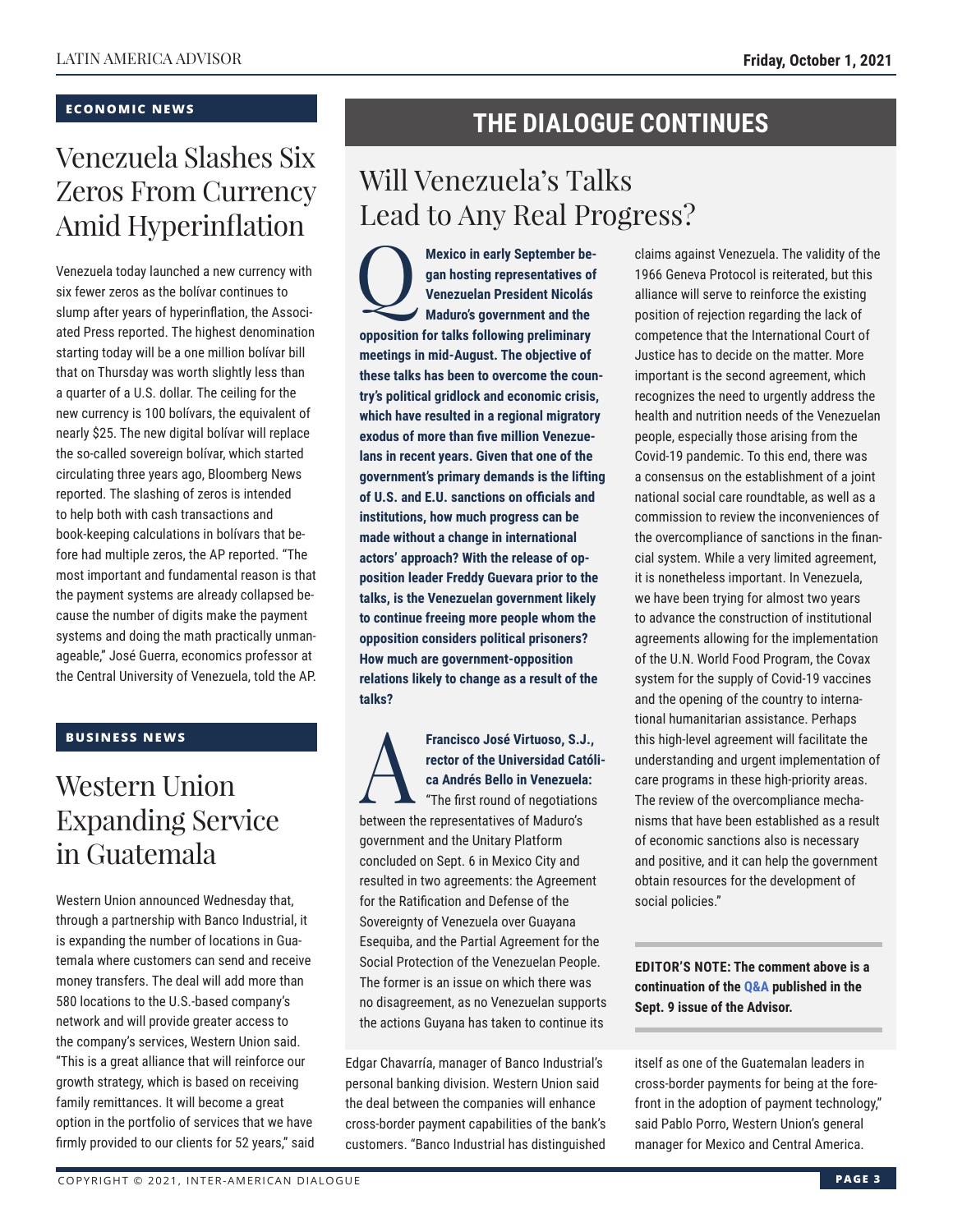## ECONOMIC NEWS

# Venezuela Slashes Six Zeros From Currency Amid Hyperinflation

Venezuela today launched a new currency with six fewer zeros as the bolívar continues to slump after years of hyperinflation, the Associated Press reported. The highest denomination starting today will be a one million bolívar bill that on Thursday was worth slightly less than a quarter of a U.S. dollar. The ceiling for the new currency is 100 bolívars, the equivalent of nearly $25. The new digital bolívar will replace the so-called sovereign bolívar, which started circulating three years ago, Bloomberg News reported. The slashing of zeros is intended to help both with cash transactions and book-keeping calculations in bolívars that before had multiple zeros, the AP reported. "The most important and fundamental reason is that the payment systems are already collapsed because the number of digits make the payment systems and doing the math practically unmanageable," José Guerra, economics professor at the Central University of Venezuela, told the AP.

## BUSINESS NEWS

# Western Union Expanding Service in Guatemala

Western Union announced Wednesday that, through a partnership with Banco Industrial, it is expanding the number of locations in Guatemala where customers can send and receive money transfers. The deal will add more than 580 locations to the U.S.-based company's network and will provide greater access to the company's services, Western Union said. "This is a great alliance that will reinforce our growth strategy, which is based on receiving family remittances. It will become a great option in the portfolio of services that we have firmly provided to our clients for 52 years," said Edgar Chavarría, manager of Banco Industrial's personal banking division. Western Union said the deal between the companies will enhance cross-border payment capabilities of the bank's customers. "Banco Industrial has distinguished itself as one of the Guatemalan leaders in cross-border payments for being at the forefront in the adoption of payment technology," said Pablo Porro, Western Union's general manager for Mexico and Central America.

## THE DIALOGUE CONTINUES

# Will Venezuela's Talks Lead to Any Real Progress?

**Q: Mexico in early September began hosting representatives of Venezuelan President Nicolás Maduro's government and the opposition for talks following preliminary meetings in mid-August. The objective of these talks has been to overcome the country's political gridlock and economic crisis, which have resulted in a regional migratory exodus of more than five million Venezuelans in recent years. Given that one of the government's primary demands is the lifting of U.S. and E.U. sanctions on officials and institutions, how much progress can be made without a change in international actors' approach? With the release of opposition leader Freddy Guevara prior to the talks, is the Venezuelan government likely to continue freeing more people whom the opposition considers political prisoners? How much are government-opposition relations likely to change as a result of the talks?**

**A: Francisco José Virtuoso, S.J., rector of the Universidad Católica Andrés Bello in Venezuela:** "The first round of negotiations between the representatives of Maduro's government and the Unitary Platform concluded on Sept. 6 in Mexico City and resulted in two agreements: the Agreement for the Ratification and Defense of the Sovereignty of Venezuela over Guayana Esequiba, and the Partial Agreement for the Social Protection of the Venezuelan People. The former is an issue on which there was no disagreement, as no Venezuelan supports the actions Guyana has taken to continue its claims against Venezuela. The validity of the 1966 Geneva Protocol is reiterated, but this alliance will serve to reinforce the existing position of rejection regarding the lack of competence that the International Court of Justice has to decide on the matter. More important is the second agreement, which recognizes the need to urgently address the health and nutrition needs of the Venezuelan people, especially those arising from the Covid-19 pandemic. To this end, there was a consensus on the establishment of a joint national social care roundtable, as well as a commission to review the inconveniences of the overcompliance of sanctions in the financial system. While a very limited agreement, it is nonetheless important. In Venezuela, we have been trying for almost two years to advance the construction of institutional agreements allowing for the implementation of the U.N. World Food Program, the Covax system for the supply of Covid-19 vaccines and the opening of the country to international humanitarian assistance. Perhaps this high-level agreement will facilitate the understanding and urgent implementation of care programs in these high-priority areas. The review of the overcompliance mechanisms that have been established as a result of economic sanctions also is necessary and positive, and it can help the government obtain resources for the development of social policies."

**EDITOR'S NOTE: The comment above is a continuation of the Q&A published in the Sept. 9 issue of the Advisor.**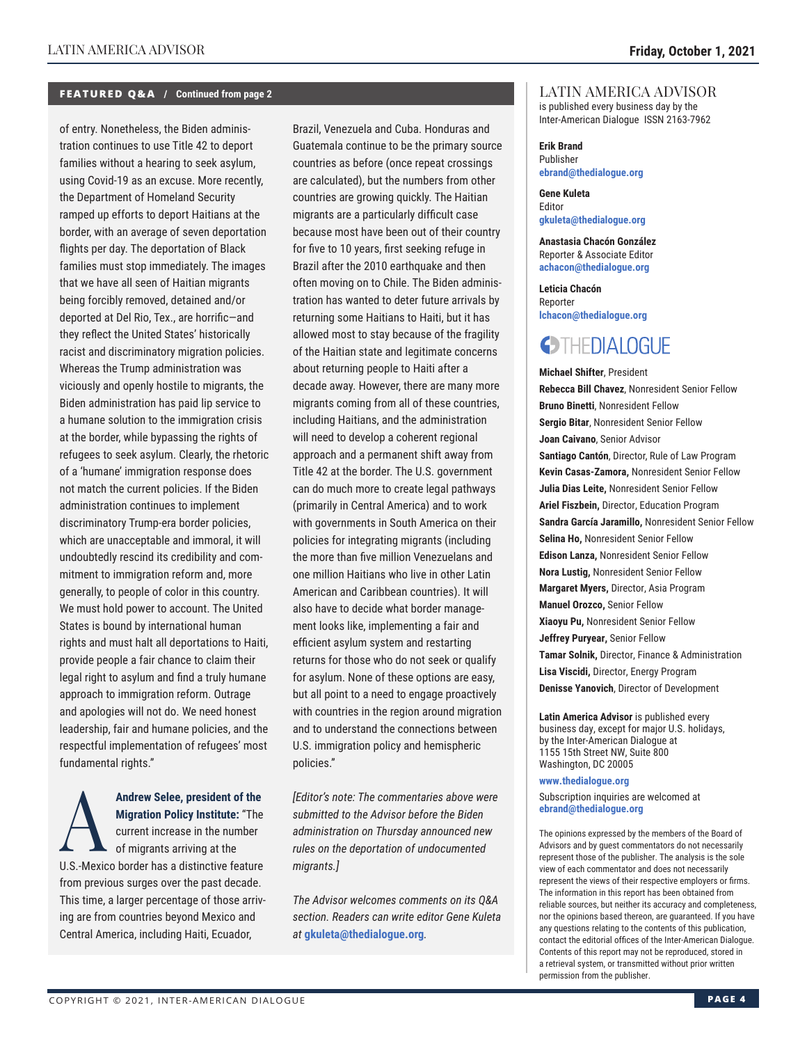**FEATURED Q&A / Continued from page 2**

of entry. Nonetheless, the Biden administration continues to use Title 42 to deport families without a hearing to seek asylum, using Covid-19 as an excuse. More recently, the Department of Homeland Security ramped up efforts to deport Haitians at the border, with an average of seven deportation flights per day. The deportation of Black families must stop immediately. The images that we have all seen of Haitian migrants being forcibly removed, detained and/or deported at Del Rio, Tex., are horrific—and they reflect the United States' historically racist and discriminatory migration policies. Whereas the Trump administration was viciously and openly hostile to migrants, the Biden administration has paid lip service to a humane solution to the immigration crisis at the border, while bypassing the rights of refugees to seek asylum. Clearly, the rhetoric of a 'humane' immigration response does not match the current policies. If the Biden administration continues to implement discriminatory Trump-era border policies, which are unacceptable and immoral, it will undoubtedly rescind its credibility and commitment to immigration reform and, more generally, to people of color in this country. We must hold power to account. The United States is bound by international human rights and must halt all deportations to Haiti, provide people a fair chance to claim their legal right to asylum and find a truly humane approach to immigration reform. Outrage and apologies will not do. We need honest leadership, fair and humane policies, and the respectful implementation of refugees' most fundamental rights."

**A** **Andrew Selee, president of the Migration Policy Institute:** "The current increase in the number of migrants arriving at the U.S.-Mexico border has a distinctive feature from previous surges over the past decade. This time, a larger percentage of those arriving are from countries beyond Mexico and Central America, including Haiti, Ecuador, Brazil, Venezuela and Cuba. Honduras and Guatemala continue to be the primary source countries as before (once repeat crossings are calculated), but the numbers from other countries are growing quickly. The Haitian migrants are a particularly difficult case because most have been out of their country for five to 10 years, first seeking refuge in Brazil after the 2010 earthquake and then often moving on to Chile. The Biden administration has wanted to deter future arrivals by returning some Haitians to Haiti, but it has allowed most to stay because of the fragility of the Haitian state and legitimate concerns about returning people to Haiti after a decade away. However, there are many more migrants coming from all of these countries, including Haitians, and the administration will need to develop a coherent regional approach and a permanent shift away from Title 42 at the border. The U.S. government can do much more to create legal pathways (primarily in Central America) and to work with governments in South America on their policies for integrating migrants (including the more than five million Venezuelans and one million Haitians who live in other Latin American and Caribbean countries). It will also have to decide what border management looks like, implementing a fair and efficient asylum system and restarting returns for those who do not seek or qualify for asylum. None of these options are easy, but all point to a need to engage proactively with countries in the region around migration and to understand the connections between U.S. immigration policy and hemispheric policies."

*[Editor's note: The commentaries above were submitted to the Advisor before the Biden administration on Thursday announced new rules on the deportation of undocumented migrants.]*

*The Advisor welcomes comments on its Q&A section. Readers can write editor Gene Kuleta at* **gkuleta@thedialogue.org**.

---

LATIN AMERICA ADVISOR
is published every business day by the Inter-American Dialogue ISSN 2163-7962

**Erik Brand**
Publisher
**ebrand@thedialogue.org**

**Gene Kuleta**
Editor
**gkuleta@thedialogue.org**

**Anastasia Chacón González**
Reporter & Associate Editor
**achacon@thedialogue.org**

**Leticia Chacón**
Reporter
**lchacon@thedialogue.org**

THEDIALOGUE

**Michael Shifter**, President
**Rebecca Bill Chavez**, Nonresident Senior Fellow
**Bruno Binetti**, Nonresident Fellow
**Sergio Bitar**, Nonresident Senior Fellow
**Joan Caivano**, Senior Advisor
**Santiago Cantón**, Director, Rule of Law Program
**Kevin Casas-Zamora**, Nonresident Senior Fellow
**Julia Dias Leite,** Nonresident Senior Fellow
**Ariel Fiszbein,** Director, Education Program
**Sandra García Jaramillo,** Nonresident Senior Fellow
**Selina Ho,** Nonresident Senior Fellow
**Edison Lanza,** Nonresident Senior Fellow
**Nora Lustig,** Nonresident Senior Fellow
**Margaret Myers,** Director, Asia Program
**Manuel Orozco,** Senior Fellow
**Xiaoyu Pu,** Nonresident Senior Fellow
**Jeffrey Puryear,** Senior Fellow
**Tamar Solnik,** Director, Finance & Administration
**Lisa Viscidi,** Director, Energy Program
**Denisse Yanovich**, Director of Development

**Latin America Advisor** is published every business day, except for major U.S. holidays, by the Inter-American Dialogue at 1155 15th Street NW, Suite 800 Washington, DC 20005

**www.thedialogue.org**

Subscription inquiries are welcomed at **ebrand@thedialogue.org**

The opinions expressed by the members of the Board of Advisors and by guest commentators do not necessarily represent those of the publisher. The analysis is the sole view of each commentator and does not necessarily represent the views of their respective employers or firms. The information in this report has been obtained from reliable sources, but neither its accuracy and completeness, nor the opinions based thereon, are guaranteed. If you have any questions relating to the contents of this publication, contact the editorial offices of the Inter-American Dialogue. Contents of this report may not be reproduced, stored in a retrieval system, or transmitted without prior written permission from the publisher.